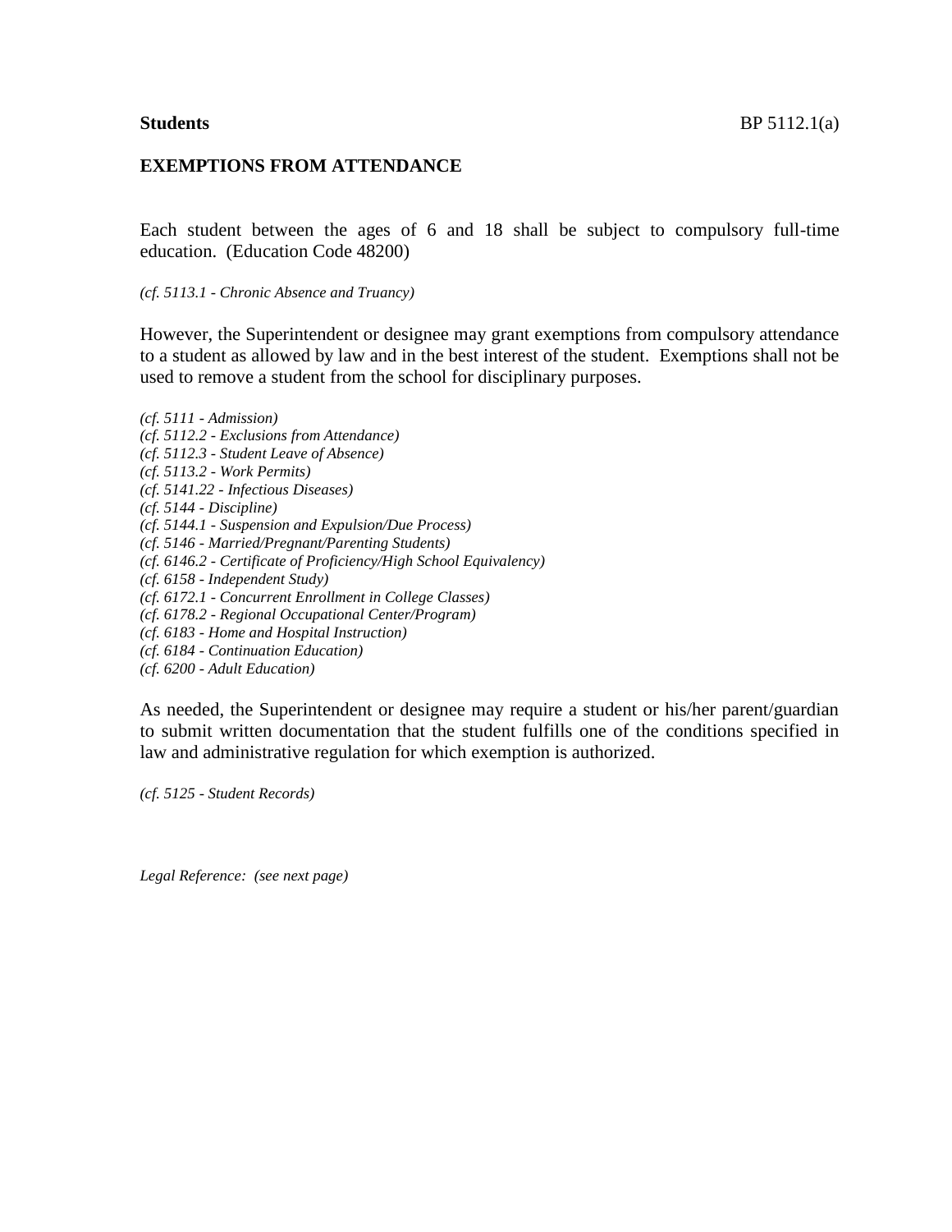**Students** BP 5112.1(a)

## EXEMPTIONS FROM ATTENDANCE

Each student between the ages of 6 and 18 shall be subject to compulsory full-time education. (Education Code 48200)

*(cf. 5113.1 - Chronic Absence and Truancy)*

However, the Superintendent or designee may grant exemptions from compulsory attendance to a student as allowed by law and in the best interest of the student. Exemptions shall not be used to remove a student from the school for disciplinary purposes.

*(cf. 5111 - Admission)*
*(cf. 5112.2 - Exclusions from Attendance)*
*(cf. 5112.3 - Student Leave of Absence)*
*(cf. 5113.2 - Work Permits)*
*(cf. 5141.22 - Infectious Diseases)*
*(cf. 5144 - Discipline)*
*(cf. 5144.1 - Suspension and Expulsion/Due Process)*
*(cf. 5146 - Married/Pregnant/Parenting Students)*
*(cf. 6146.2 - Certificate of Proficiency/High School Equivalency)*
*(cf. 6158 - Independent Study)*
*(cf. 6172.1 - Concurrent Enrollment in College Classes)*
*(cf. 6178.2 - Regional Occupational Center/Program)*
*(cf. 6183 - Home and Hospital Instruction)*
*(cf. 6184 - Continuation Education)*
*(cf. 6200 - Adult Education)*

As needed, the Superintendent or designee may require a student or his/her parent/guardian to submit written documentation that the student fulfills one of the conditions specified in law and administrative regulation for which exemption is authorized.

*(cf. 5125 - Student Records)*

*Legal Reference: (see next page)*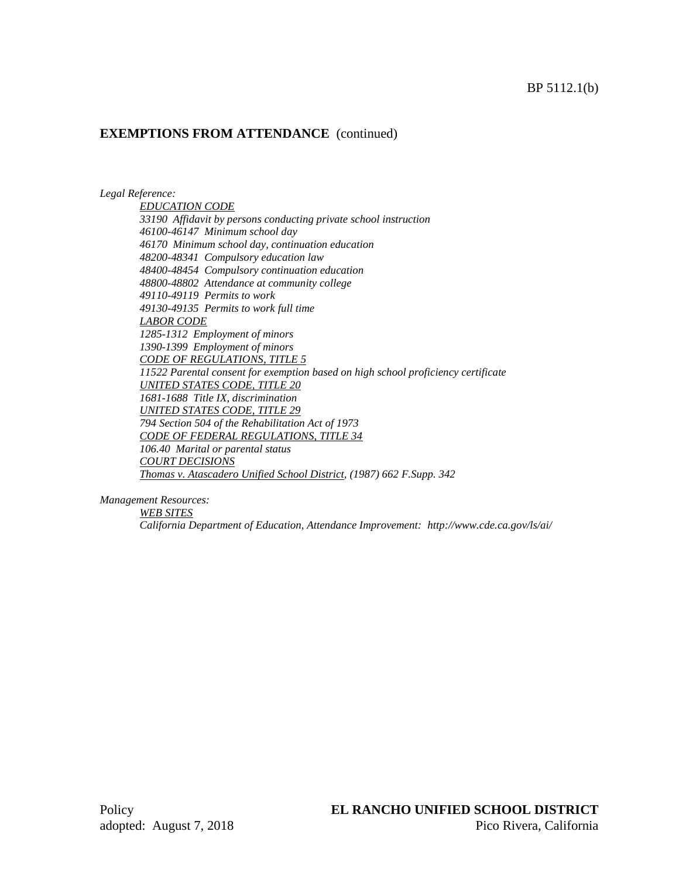**EXEMPTIONS FROM ATTENDANCE** (continued)

*Legal Reference:*

*EDUCATION CODE*
*33190 Affidavit by persons conducting private school instruction*
*46100-46147 Minimum school day*
*46170 Minimum school day, continuation education*
*48200-48341 Compulsory education law*
*48400-48454 Compulsory continuation education*
*48800-48802 Attendance at community college*
*49110-49119 Permits to work*
*49130-49135 Permits to work full time*
*LABOR CODE*
*1285-1312 Employment of minors*
*1390-1399 Employment of minors*
*CODE OF REGULATIONS, TITLE 5*
*11522 Parental consent for exemption based on high school proficiency certificate*
*UNITED STATES CODE, TITLE 20*
*1681-1688 Title IX, discrimination*
*UNITED STATES CODE, TITLE 29*
*794 Section 504 of the Rehabilitation Act of 1973*
*CODE OF FEDERAL REGULATIONS, TITLE 34*
*106.40 Marital or parental status*
*COURT DECISIONS*
*Thomas v. Atascadero Unified School District, (1987) 662 F.Supp. 342*

*Management Resources:*

*WEB SITES*
*California Department of Education, Attendance Improvement: http://www.cde.ca.gov/ls/ai/*

Policy
adopted: August 7, 2018

**EL RANCHO UNIFIED SCHOOL DISTRICT**
Pico Rivera, California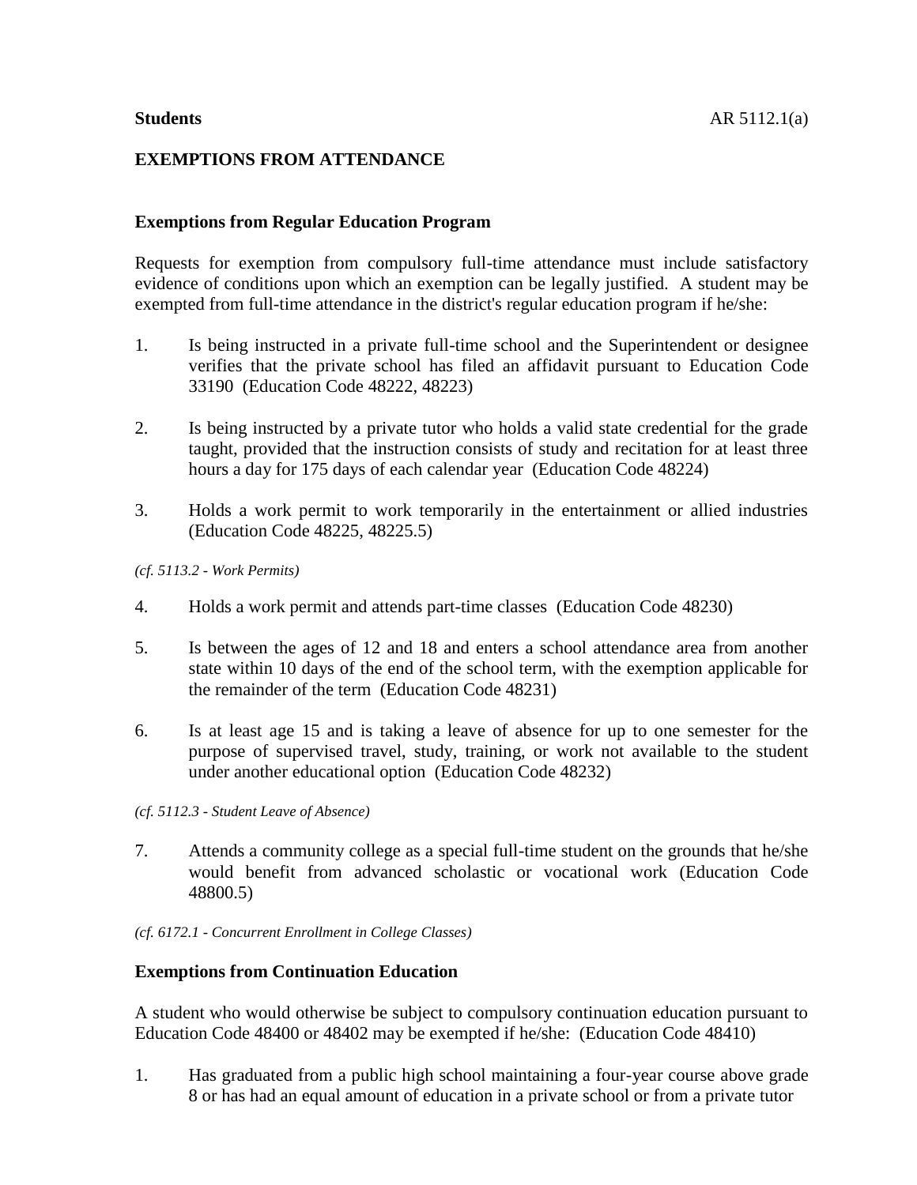**Students** AR 5112.1(a)

## EXEMPTIONS FROM ATTENDANCE

### Exemptions from Regular Education Program

Requests for exemption from compulsory full-time attendance must include satisfactory evidence of conditions upon which an exemption can be legally justified. A student may be exempted from full-time attendance in the district's regular education program if he/she:

1. Is being instructed in a private full-time school and the Superintendent or designee verifies that the private school has filed an affidavit pursuant to Education Code 33190 (Education Code 48222, 48223)

2. Is being instructed by a private tutor who holds a valid state credential for the grade taught, provided that the instruction consists of study and recitation for at least three hours a day for 175 days of each calendar year (Education Code 48224)

3. Holds a work permit to work temporarily in the entertainment or allied industries (Education Code 48225, 48225.5)

*(cf. 5113.2 - Work Permits)*

4. Holds a work permit and attends part-time classes (Education Code 48230)

5. Is between the ages of 12 and 18 and enters a school attendance area from another state within 10 days of the end of the school term, with the exemption applicable for the remainder of the term (Education Code 48231)

6. Is at least age 15 and is taking a leave of absence for up to one semester for the purpose of supervised travel, study, training, or work not available to the student under another educational option (Education Code 48232)

*(cf. 5112.3 - Student Leave of Absence)*

7. Attends a community college as a special full-time student on the grounds that he/she would benefit from advanced scholastic or vocational work (Education Code 48800.5)

*(cf. 6172.1 - Concurrent Enrollment in College Classes)*

### Exemptions from Continuation Education

A student who would otherwise be subject to compulsory continuation education pursuant to Education Code 48400 or 48402 may be exempted if he/she: (Education Code 48410)

1. Has graduated from a public high school maintaining a four-year course above grade 8 or has had an equal amount of education in a private school or from a private tutor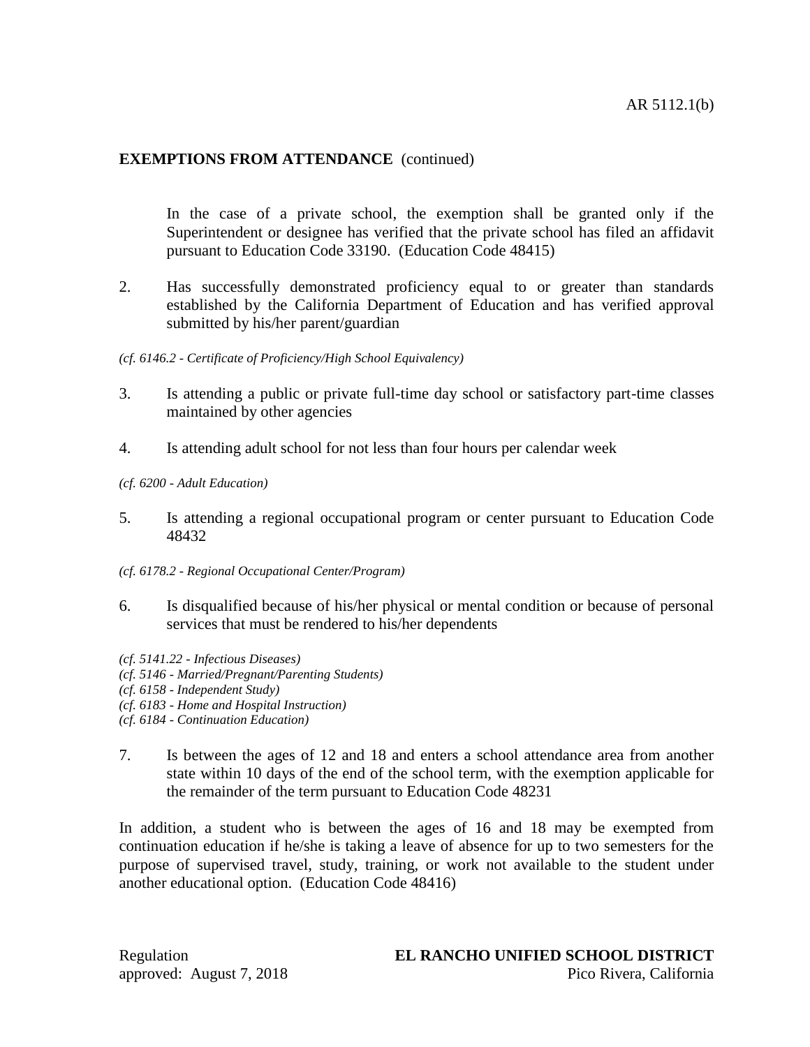**EXEMPTIONS FROM ATTENDANCE** (continued)

In the case of a private school, the exemption shall be granted only if the Superintendent or designee has verified that the private school has filed an affidavit pursuant to Education Code 33190. (Education Code 48415)

2. Has successfully demonstrated proficiency equal to or greater than standards established by the California Department of Education and has verified approval submitted by his/her parent/guardian

*(cf. 6146.2 - Certificate of Proficiency/High School Equivalency)*

3. Is attending a public or private full-time day school or satisfactory part-time classes maintained by other agencies

4. Is attending adult school for not less than four hours per calendar week

*(cf. 6200 - Adult Education)*

5. Is attending a regional occupational program or center pursuant to Education Code 48432

*(cf. 6178.2 - Regional Occupational Center/Program)*

6. Is disqualified because of his/her physical or mental condition or because of personal services that must be rendered to his/her dependents

*(cf. 5141.22 - Infectious Diseases)*
*(cf. 5146 - Married/Pregnant/Parenting Students)*
*(cf. 6158 - Independent Study)*
*(cf. 6183 - Home and Hospital Instruction)*
*(cf. 6184 - Continuation Education)*

7. Is between the ages of 12 and 18 and enters a school attendance area from another state within 10 days of the end of the school term, with the exemption applicable for the remainder of the term pursuant to Education Code 48231

In addition, a student who is between the ages of 16 and 18 may be exempted from continuation education if he/she is taking a leave of absence for up to two semesters for the purpose of supervised travel, study, training, or work not available to the student under another educational option. (Education Code 48416)

Regulation
approved: August 7, 2018

**EL RANCHO UNIFIED SCHOOL DISTRICT**
Pico Rivera, California